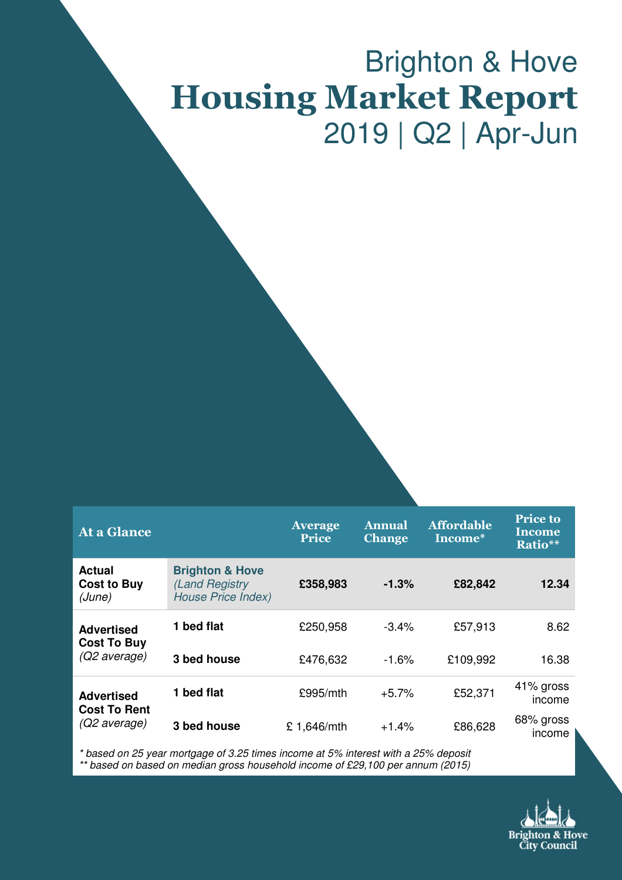# Brighton & Hove
# Housing Market Report
## 2019 | Q2 | Apr-Jun

| At a Glance | | Average Price | Annual Change | Affordable Income* | Price to Income Ratio** |
|---|---|---|---|---|---|
| **Actual Cost to Buy** *(June)* | **Brighton & Hove** *(Land Registry House Price Index)* | **£358,983** | **-1.3%** | **£82,842** | **12.34** |
| **Advertised Cost To Buy** *(Q2 average)* | **1 bed flat** | £250,958 | -3.4% | £57,913 | 8.62 |
| | **3 bed house** | £476,632 | -1.6% | £109,992 | 16.38 |
| **Advertised Cost To Rent** *(Q2 average)* | **1 bed flat** | £995/mth | +5.7% | £52,371 | 41% gross income |
| | **3 bed house** | £ 1,646/mth | +1.4% | £86,628 | 68% gross income |

*\* based on 25 year mortgage of 3.25 times income at 5% interest with a 25% deposit*
*\*\* based on based on median gross household income of £29,100 per annum (2015)*

Brighton & Hove City Council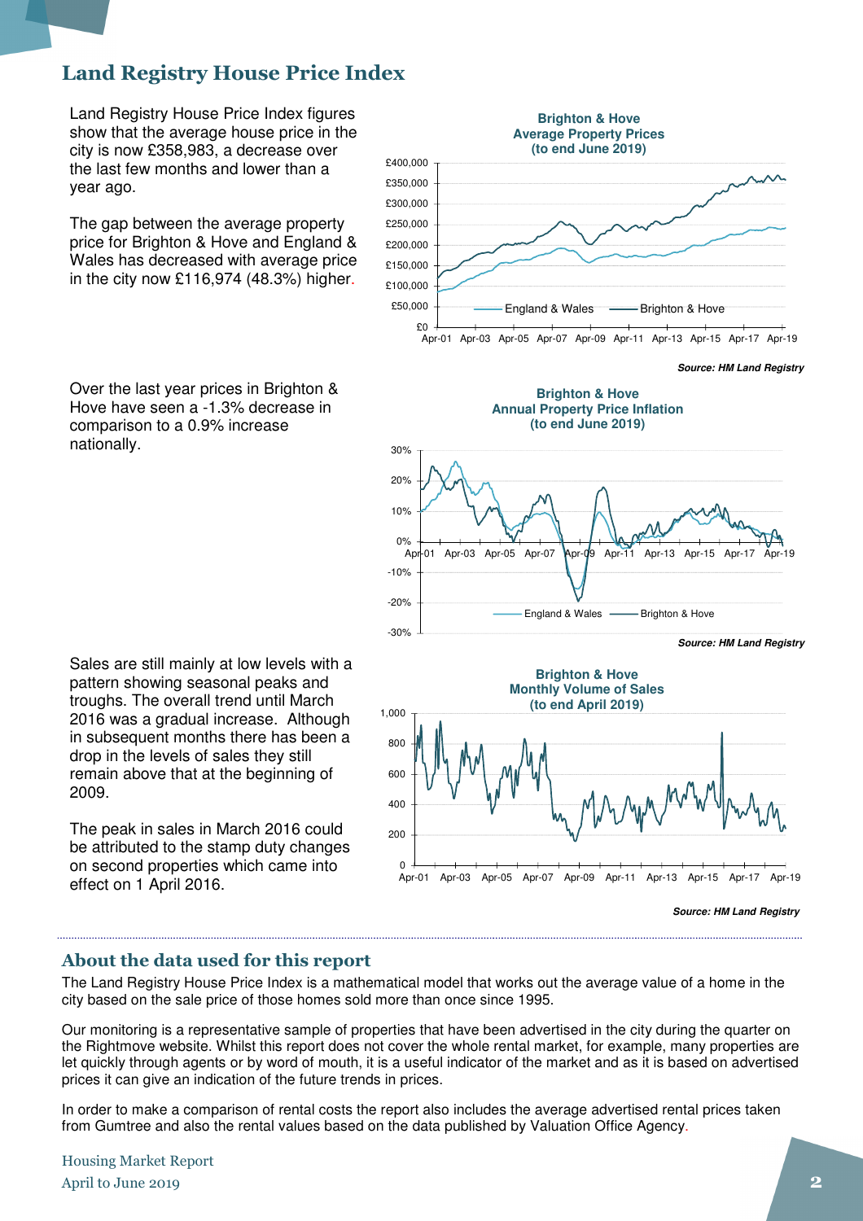## Land Registry House Price Index

Land Registry House Price Index figures show that the average house price in the city is now £358,983, a decrease over the last few months and lower than a year ago.

The gap between the average property price for Brighton & Hove and England & Wales has decreased with average price in the city now £116,974 (48.3%) higher.

**Brighton & Hove**
**Average Property Prices**
**(to end June 2019)**

£400,000
£350,000
£300,000
£250,000
£200,000
£150,000
£100,000
£50,000
£0

Apr-01 Apr-03 Apr-05 Apr-07 Apr-09 Apr-11 Apr-13 Apr-15 Apr-17 Apr-19

England & Wales — Brighton & Hove

***Source: HM Land Registry***

Over the last year prices in Brighton & Hove have seen a -1.3% decrease in comparison to a 0.9% increase nationally.

**Brighton & Hove**
**Annual Property Price Inflation**
**(to end June 2019)**

30%
20%
10%
0%
-10%
-20%
-30%

Apr-01 Apr-03 Apr-05 Apr-07 Apr-09 Apr-11 Apr-13 Apr-15 Apr-17 Apr-19

England & Wales — Brighton & Hove

***Source: HM Land Registry***

Sales are still mainly at low levels with a pattern showing seasonal peaks and troughs. The overall trend until March 2016 was a gradual increase. Although in subsequent months there has been a drop in the levels of sales they still remain above that at the beginning of 2009.

The peak in sales in March 2016 could be attributed to the stamp duty changes on second properties which came into effect on 1 April 2016.

**Brighton & Hove**
**Monthly Volume of Sales**
**(to end April 2019)**

1,000
800
600
400
200
0

Apr-01 Apr-03 Apr-05 Apr-07 Apr-09 Apr-11 Apr-13 Apr-15 Apr-17 Apr-19

***Source: HM Land Registry***

## About the data used for this report

The Land Registry House Price Index is a mathematical model that works out the average value of a home in the city based on the sale price of those homes sold more than once since 1995.

Our monitoring is a representative sample of properties that have been advertised in the city during the quarter on the Rightmove website. Whilst this report does not cover the whole rental market, for example, many properties are let quickly through agents or by word of mouth, it is a useful indicator of the market and as it is based on advertised prices it can give an indication of the future trends in prices.

In order to make a comparison of rental costs the report also includes the average advertised rental prices taken from Gumtree and also the rental values based on the data published by Valuation Office Agency.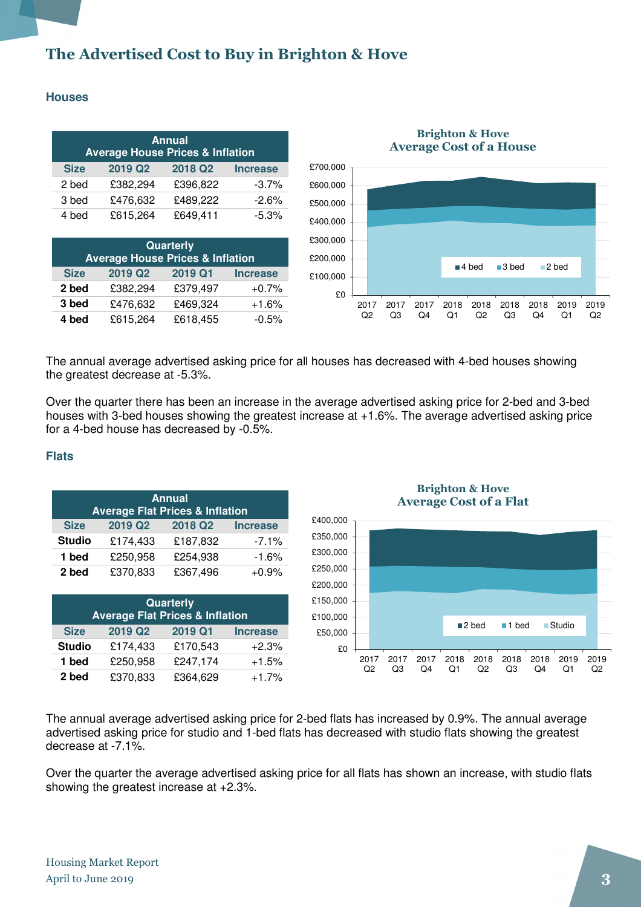# The Advertised Cost to Buy in Brighton & Hove

## Houses

| Annual Average House Prices & Inflation | | | |
|---|---|---|---|
| Size | 2019 Q2 | 2018 Q2 | Increase |
| 2 bed | £382,294 | £396,822 | -3.7% |
| 3 bed | £476,632 | £489,222 | -2.6% |
| 4 bed | £615,264 | £649,411 | -5.3% |

| Quarterly Average House Prices & Inflation | | | |
|---|---|---|---|
| Size | 2019 Q2 | 2019 Q1 | Increase |
| **2 bed** | £382,294 | £379,497 | +0.7% |
| **3 bed** | £476,632 | £469,324 | +1.6% |
| **4 bed** | £615,264 | £618,455 | -0.5% |

Brighton & Hove
Average Cost of a House

£700,000
£600,000
£500,000
£400,000
£300,000
£200,000
£100,000
£0

2017 Q2, 2017 Q3, 2017 Q4, 2018 Q1, 2018 Q2, 2018 Q3, 2018 Q4, 2019 Q1, 2019 Q2

4 bed, 3 bed, 2 bed

The annual average advertised asking price for all houses has decreased with 4-bed houses showing the greatest decrease at -5.3%.

Over the quarter there has been an increase in the average advertised asking price for 2-bed and 3-bed houses with 3-bed houses showing the greatest increase at +1.6%. The average advertised asking price for a 4-bed house has decreased by -0.5%.

## Flats

| Annual Average Flat Prices & Inflation | | | |
|---|---|---|---|
| Size | 2019 Q2 | 2018 Q2 | Increase |
| **Studio** | £174,433 | £187,832 | -7.1% |
| **1 bed** | £250,958 | £254,938 | -1.6% |
| **2 bed** | £370,833 | £367,496 | +0.9% |

| Quarterly Average Flat Prices & Inflation | | | |
|---|---|---|---|
| Size | 2019 Q2 | 2019 Q1 | Increase |
| **Studio** | £174,433 | £170,543 | +2.3% |
| **1 bed** | £250,958 | £247,174 | +1.5% |
| **2 bed** | £370,833 | £364,629 | +1.7% |

Brighton & Hove
Average Cost of a Flat

£400,000
£350,000
£300,000
£250,000
£200,000
£150,000
£100,000
£50,000
£0

2017 Q2, 2017 Q3, 2017 Q4, 2018 Q1, 2018 Q2, 2018 Q3, 2018 Q4, 2019 Q1, 2019 Q2

2 bed, 1 bed, Studio

The annual average advertised asking price for 2-bed flats has increased by 0.9%. The annual average advertised asking price for studio and 1-bed flats has decreased with studio flats showing the greatest decrease at -7.1%.

Over the quarter the average advertised asking price for all flats has shown an increase, with studio flats showing the greatest increase at +2.3%.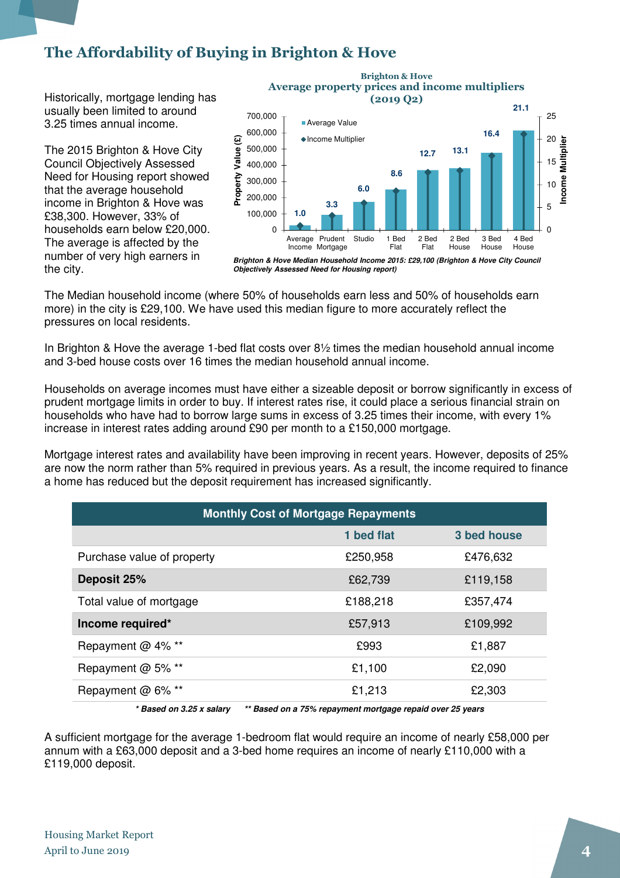# The Affordability of Buying in Brighton & Hove

Historically, mortgage lending has usually been limited to around 3.25 times annual income.

The 2015 Brighton & Hove City Council Objectively Assessed Need for Housing report showed that the average household income in Brighton & Hove was £38,300. However, 33% of households earn below £20,000. The average is affected by the number of very high earners in the city.

Brighton & Hove
Average property prices and income multipliers (2019 Q2)

Property Value (£)
700,000
600,000
500,000
400,000
300,000
200,000
100,000
0

Income Multiplier
25
20
15
10
5
0

Average Value
Income Multiplier

1.0
3.3
6.0
8.6
12.7
13.1
16.4
21.1

Average Income
Prudent Mortgage
Studio
1 Bed Flat
2 Bed Flat
2 Bed House
3 Bed House
4 Bed House

*Brighton & Hove Median Household Income 2015: £29,100 (Brighton & Hove City Council Objectively Assessed Need for Housing report)*

The Median household income (where 50% of households earn less and 50% of households earn more) in the city is £29,100. We have used this median figure to more accurately reflect the pressures on local residents.

In Brighton & Hove the average 1-bed flat costs over 8½ times the median household annual income and 3-bed house costs over 16 times the median household annual income.

Households on average incomes must have either a sizeable deposit or borrow significantly in excess of prudent mortgage limits in order to buy. If interest rates rise, it could place a serious financial strain on households who have had to borrow large sums in excess of 3.25 times their income, with every 1% increase in interest rates adding around £90 per month to a £150,000 mortgage.

Mortgage interest rates and availability have been improving in recent years. However, deposits of 25% are now the norm rather than 5% required in previous years. As a result, the income required to finance a home has reduced but the deposit requirement has increased significantly.

| Monthly Cost of Mortgage Repayments | | |
|---|---|---|
| | **1 bed flat** | **3 bed house** |
| Purchase value of property | £250,958 | £476,632 |
| **Deposit 25%** | £62,739 | £119,158 |
| Total value of mortgage | £188,218 | £357,474 |
| **Income required*** | £57,913 | £109,992 |
| Repayment @ 4% ** | £993 | £1,887 |
| Repayment @ 5% ** | £1,100 | £2,090 |
| Repayment @ 6% ** | £1,213 | £2,303 |

*\* Based on 3.25 x salary    \*\* Based on a 75% repayment mortgage repaid over 25 years*

A sufficient mortgage for the average 1-bedroom flat would require an income of nearly £58,000 per annum with a £63,000 deposit and a 3-bed home requires an income of nearly £110,000 with a £119,000 deposit.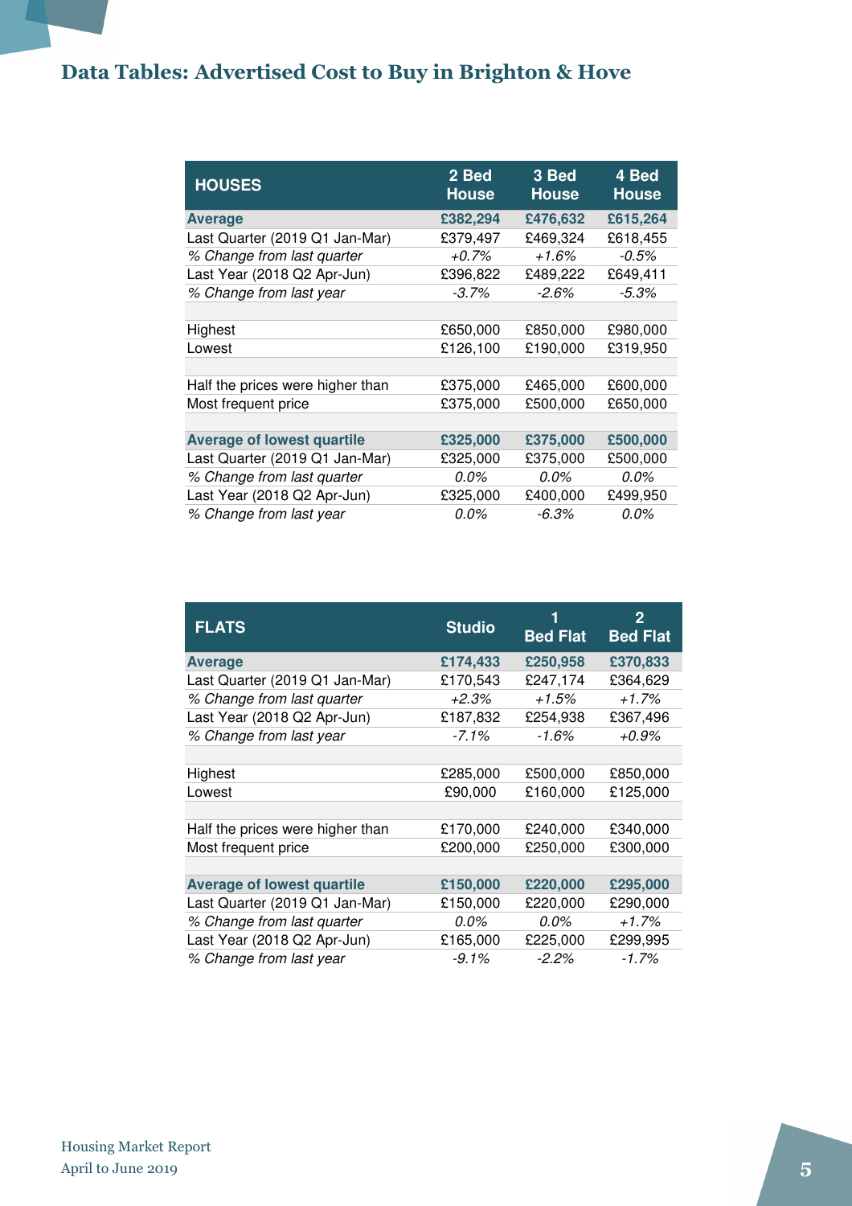## Data Tables: Advertised Cost to Buy in Brighton & Hove

| HOUSES | 2 Bed House | 3 Bed House | 4 Bed House |
|---|---|---|---|
| **Average** | **£382,294** | **£476,632** | **£615,264** |
| Last Quarter (2019 Q1 Jan-Mar) | £379,497 | £469,324 | £618,455 |
| *% Change from last quarter* | *+0.7%* | *+1.6%* | *-0.5%* |
| Last Year (2018 Q2 Apr-Jun) | £396,822 | £489,222 | £649,411 |
| *% Change from last year* | *-3.7%* | *-2.6%* | *-5.3%* |
| | | | |
| Highest | £650,000 | £850,000 | £980,000 |
| Lowest | £126,100 | £190,000 | £319,950 |
| | | | |
| Half the prices were higher than | £375,000 | £465,000 | £600,000 |
| Most frequent price | £375,000 | £500,000 | £650,000 |
| | | | |
| **Average of lowest quartile** | **£325,000** | **£375,000** | **£500,000** |
| Last Quarter (2019 Q1 Jan-Mar) | £325,000 | £375,000 | £500,000 |
| *% Change from last quarter* | *0.0%* | *0.0%* | *0.0%* |
| Last Year (2018 Q2 Apr-Jun) | £325,000 | £400,000 | £499,950 |
| *% Change from last year* | *0.0%* | *-6.3%* | *0.0%* |

| FLATS | Studio | 1 Bed Flat | 2 Bed Flat |
|---|---|---|---|
| **Average** | **£174,433** | **£250,958** | **£370,833** |
| Last Quarter (2019 Q1 Jan-Mar) | £170,543 | £247,174 | £364,629 |
| *% Change from last quarter* | *+2.3%* | *+1.5%* | *+1.7%* |
| Last Year (2018 Q2 Apr-Jun) | £187,832 | £254,938 | £367,496 |
| *% Change from last year* | *-7.1%* | *-1.6%* | *+0.9%* |
| | | | |
| Highest | £285,000 | £500,000 | £850,000 |
| Lowest | £90,000 | £160,000 | £125,000 |
| | | | |
| Half the prices were higher than | £170,000 | £240,000 | £340,000 |
| Most frequent price | £200,000 | £250,000 | £300,000 |
| | | | |
| **Average of lowest quartile** | **£150,000** | **£220,000** | **£295,000** |
| Last Quarter (2019 Q1 Jan-Mar) | £150,000 | £220,000 | £290,000 |
| *% Change from last quarter* | *0.0%* | *0.0%* | *+1.7%* |
| Last Year (2018 Q2 Apr-Jun) | £165,000 | £225,000 | £299,995 |
| *% Change from last year* | *-9.1%* | *-2.2%* | *-1.7%* |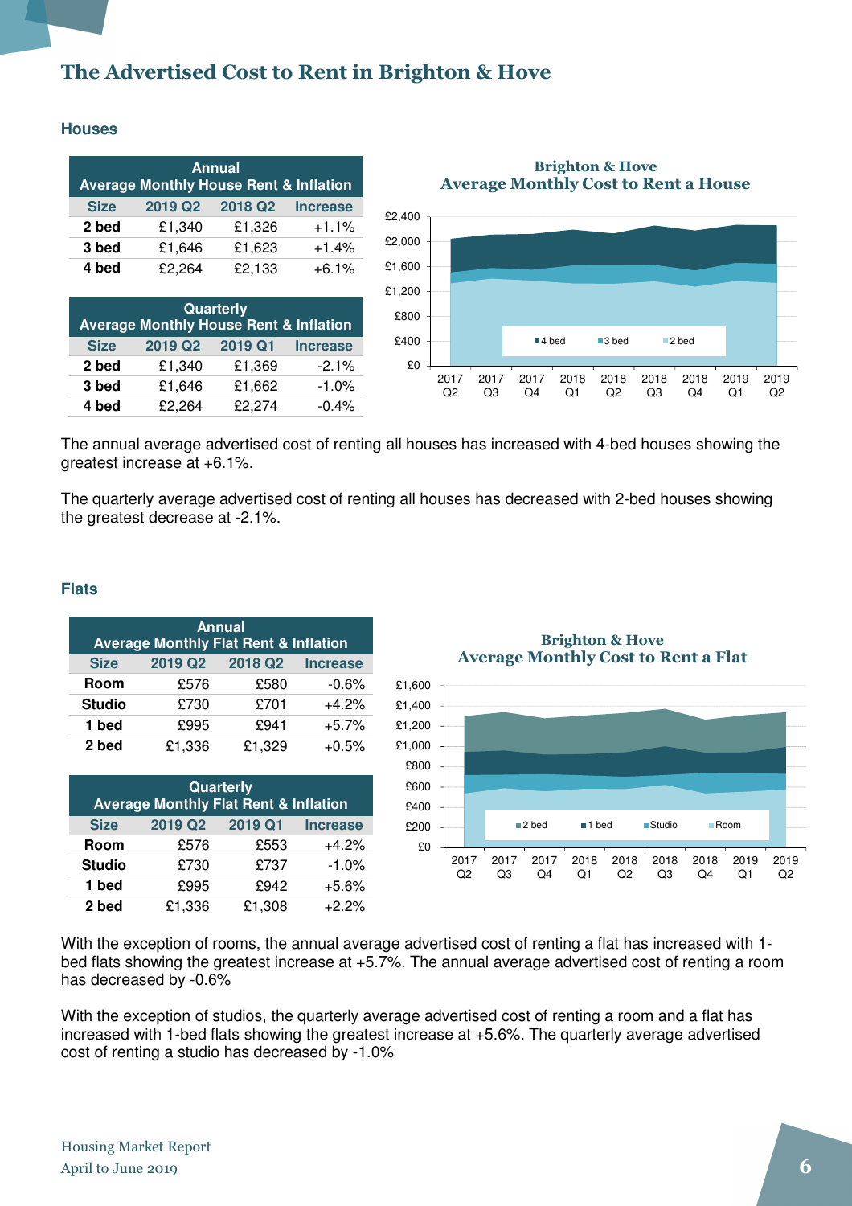# The Advertised Cost to Rent in Brighton & Hove

## Houses

| Annual Average Monthly House Rent & Inflation | | | |
|---|---|---|---|
| Size | 2019 Q2 | 2018 Q2 | Increase |
| 2 bed | £1,340 | £1,326 | +1.1% |
| 3 bed | £1,646 | £1,623 | +1.4% |
| 4 bed | £2,264 | £2,133 | +6.1% |

| Quarterly Average Monthly House Rent & Inflation | | | |
|---|---|---|---|
| Size | 2019 Q2 | 2019 Q1 | Increase |
| 2 bed | £1,340 | £1,369 | -2.1% |
| 3 bed | £1,646 | £1,662 | -1.0% |
| 4 bed | £2,264 | £2,274 | -0.4% |

Brighton & Hove
Average Monthly Cost to Rent a House

£2,400
£2,000
£1,600
£1,200
£800
£400
£0

4 bed
3 bed
2 bed

2017 Q2
2017 Q3
2017 Q4
2018 Q1
2018 Q2
2018 Q3
2018 Q4
2019 Q1
2019 Q2

The annual average advertised cost of renting all houses has increased with 4-bed houses showing the greatest increase at +6.1%.

The quarterly average advertised cost of renting all houses has decreased with 2-bed houses showing the greatest decrease at -2.1%.

## Flats

| Annual Average Monthly Flat Rent & Inflation | | | |
|---|---|---|---|
| Size | 2019 Q2 | 2018 Q2 | Increase |
| Room | £576 | £580 | -0.6% |
| Studio | £730 | £701 | +4.2% |
| 1 bed | £995 | £941 | +5.7% |
| 2 bed | £1,336 | £1,329 | +0.5% |

| Quarterly Average Monthly Flat Rent & Inflation | | | |
|---|---|---|---|
| Size | 2019 Q2 | 2019 Q1 | Increase |
| Room | £576 | £553 | +4.2% |
| Studio | £730 | £737 | -1.0% |
| 1 bed | £995 | £942 | +5.6% |
| 2 bed | £1,336 | £1,308 | +2.2% |

Brighton & Hove
Average Monthly Cost to Rent a Flat

£1,600
£1,400
£1,200
£1,000
£800
£600
£400
£200
£0

2 bed
1 bed
Studio
Room

2017 Q2
2017 Q3
2017 Q4
2018 Q1
2018 Q2
2018 Q3
2018 Q4
2019 Q1
2019 Q2

With the exception of rooms, the annual average advertised cost of renting a flat has increased with 1-bed flats showing the greatest increase at +5.7%. The annual average advertised cost of renting a room has decreased by -0.6%

With the exception of studios, the quarterly average advertised cost of renting a room and a flat has increased with 1-bed flats showing the greatest increase at +5.6%. The quarterly average advertised cost of renting a studio has decreased by -1.0%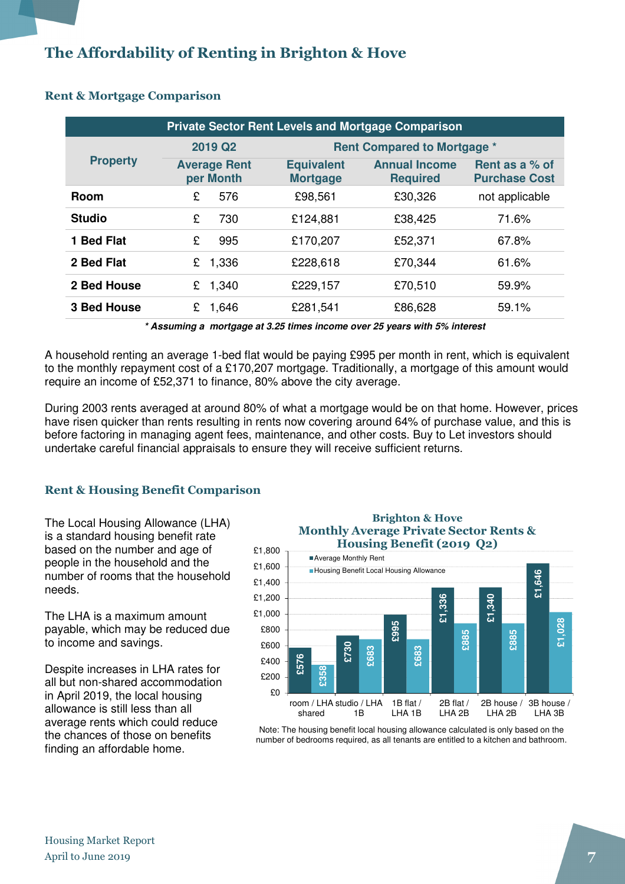# The Affordability of Renting in Brighton & Hove

## Rent & Mortgage Comparison

| Private Sector Rent Levels and Mortgage Comparison | | | | |
|---|---|---|---|---|
| Property | 2019 Q2 | Rent Compared to Mortgage * | | |
| | Average Rent per Month | Equivalent Mortgage | Annual Income Required | Rent as a % of Purchase Cost |
| **Room** | £ 576 | £98,561 | £30,326 | not applicable |
| **Studio** | £ 730 | £124,881 | £38,425 | 71.6% |
| **1 Bed Flat** | £ 995 | £170,207 | £52,371 | 67.8% |
| **2 Bed Flat** | £ 1,336 | £228,618 | £70,344 | 61.6% |
| **2 Bed House** | £ 1,340 | £229,157 | £70,510 | 59.9% |
| **3 Bed House** | £ 1,646 | £281,541 | £86,628 | 59.1% |

***\* Assuming a mortgage at 3.25 times income over 25 years with 5% interest***

A household renting an average 1-bed flat would be paying £995 per month in rent, which is equivalent to the monthly repayment cost of a £170,207 mortgage. Traditionally, a mortgage of this amount would require an income of £52,371 to finance, 80% above the city average.

During 2003 rents averaged at around 80% of what a mortgage would be on that home. However, prices have risen quicker than rents resulting in rents now covering around 64% of purchase value, and this is before factoring in managing agent fees, maintenance, and other costs. Buy to Let investors should undertake careful financial appraisals to ensure they will receive sufficient returns.

## Rent & Housing Benefit Comparison

The Local Housing Allowance (LHA) is a standard housing benefit rate based on the number and age of people in the household and the number of rooms that the household needs.

The LHA is a maximum amount payable, which may be reduced due to income and savings.

Despite increases in LHA rates for all but non-shared accommodation in April 2019, the local housing allowance is still less than all average rents which could reduce the chances of those on benefits finding an affordable home.

**Brighton & Hove**
**Monthly Average Private Sector Rents & Housing Benefit (2019 Q2)**

£1,800
£1,600
£1,400
£1,200
£1,000
£800
£600
£400
£200
£0

Average Monthly Rent
Housing Benefit Local Housing Allowance

£576 £358 £730 £683 £995 £683 £1,336 £885 £1,340 £885 £1,646 £1,028

room / LHA shared
studio / LHA 1B
1B flat / LHA 1B
2B flat / LHA 2B
2B house / LHA 2B
3B house / LHA 3B

Note: The housing benefit local housing allowance calculated is only based on the number of bedrooms required, as all tenants are entitled to a kitchen and bathroom.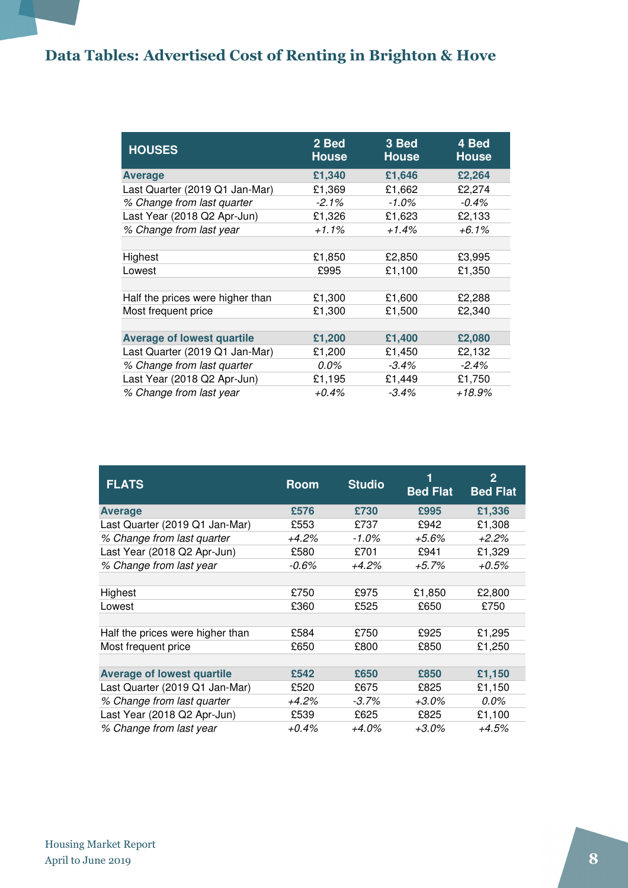# Data Tables: Advertised Cost of Renting in Brighton & Hove

| HOUSES | 2 Bed House | 3 Bed House | 4 Bed House |
|---|---|---|---|
| **Average** | **£1,340** | **£1,646** | **£2,264** |
| Last Quarter (2019 Q1 Jan-Mar) | £1,369 | £1,662 | £2,274 |
| *% Change from last quarter* | *-2.1%* | *-1.0%* | *-0.4%* |
| Last Year (2018 Q2 Apr-Jun) | £1,326 | £1,623 | £2,133 |
| *% Change from last year* | *+1.1%* | *+1.4%* | *+6.1%* |
| | | | |
| Highest | £1,850 | £2,850 | £3,995 |
| Lowest | £995 | £1,100 | £1,350 |
| | | | |
| Half the prices were higher than | £1,300 | £1,600 | £2,288 |
| Most frequent price | £1,300 | £1,500 | £2,340 |
| | | | |
| **Average of lowest quartile** | **£1,200** | **£1,400** | **£2,080** |
| Last Quarter (2019 Q1 Jan-Mar) | £1,200 | £1,450 | £2,132 |
| *% Change from last quarter* | *0.0%* | *-3.4%* | *-2.4%* |
| Last Year (2018 Q2 Apr-Jun) | £1,195 | £1,449 | £1,750 |
| *% Change from last year* | *+0.4%* | *-3.4%* | *+18.9%* |

| FLATS | Room | Studio | 1 Bed Flat | 2 Bed Flat |
|---|---|---|---|---|
| **Average** | **£576** | **£730** | **£995** | **£1,336** |
| Last Quarter (2019 Q1 Jan-Mar) | £553 | £737 | £942 | £1,308 |
| *% Change from last quarter* | *+4.2%* | *-1.0%* | *+5.6%* | *+2.2%* |
| Last Year (2018 Q2 Apr-Jun) | £580 | £701 | £941 | £1,329 |
| *% Change from last year* | *-0.6%* | *+4.2%* | *+5.7%* | *+0.5%* |
| | | | | |
| Highest | £750 | £975 | £1,850 | £2,800 |
| Lowest | £360 | £525 | £650 | £750 |
| | | | | |
| Half the prices were higher than | £584 | £750 | £925 | £1,295 |
| Most frequent price | £650 | £800 | £850 | £1,250 |
| | | | | |
| **Average of lowest quartile** | **£542** | **£650** | **£850** | **£1,150** |
| Last Quarter (2019 Q1 Jan-Mar) | £520 | £675 | £825 | £1,150 |
| *% Change from last quarter* | *+4.2%* | *-3.7%* | *+3.0%* | *0.0%* |
| Last Year (2018 Q2 Apr-Jun) | £539 | £625 | £825 | £1,100 |
| *% Change from last year* | *+0.4%* | *+4.0%* | *+3.0%* | *+4.5%* |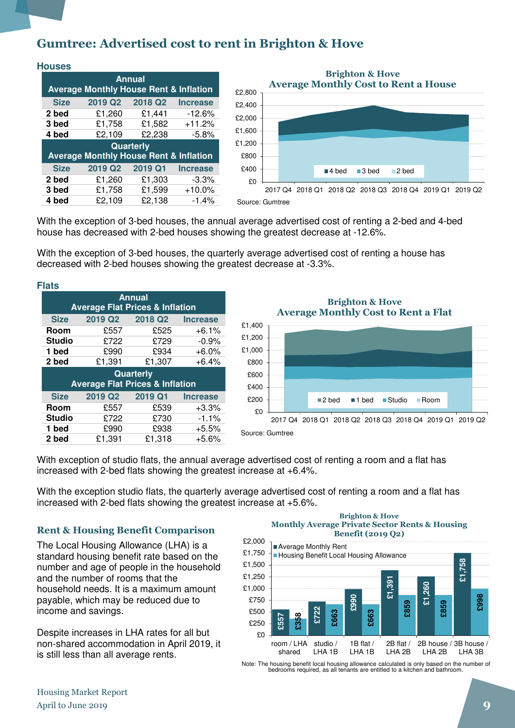# Gumtree: Advertised cost to rent in Brighton & Hove

### Houses

| Annual Average Monthly House Rent & Inflation | | | |
|---|---|---|---|
| **Size** | **2019 Q2** | **2018 Q2** | **Increase** |
| **2 bed** | £1,260 | £1,441 | -12.6% |
| **3 bed** | £1,758 | £1,582 | +11.2% |
| **4 bed** | £2,109 | £2,238 | -5.8% |
| **Quarterly Average Monthly House Rent & Inflation** | | | |
| **Size** | **2019 Q2** | **2019 Q1** | **Increase** |
| **2 bed** | £1,260 | £1,303 | -3.3% |
| **3 bed** | £1,758 | £1,599 | +10.0% |
| **4 bed** | £2,109 | £2,138 | -1.4% |

Brighton & Hove
Average Monthly Cost to Rent a House
£2,800
£2,400
£2,000
£1,600
£1,200
£800
£400
£0
2017 Q4 2018 Q1 2018 Q2 2018 Q3 2018 Q4 2019 Q1 2019 Q2
4 bed 3 bed 2 bed
Source: Gumtree

With the exception of 3-bed houses, the annual average advertised cost of renting a 2-bed and 4-bed house has decreased with 2-bed houses showing the greatest decrease at -12.6%.

With the exception of 3-bed houses, the quarterly average advertised cost of renting a house has decreased with 2-bed houses showing the greatest decrease at -3.3%.

### Flats

| Annual Average Flat Prices & Inflation | | | |
|---|---|---|---|
| **Size** | **2019 Q2** | **2018 Q2** | **Increase** |
| **Room** | £557 | £525 | +6.1% |
| **Studio** | £722 | £729 | -0.9% |
| **1 bed** | £990 | £934 | +6.0% |
| **2 bed** | £1,391 | £1,307 | +6.4% |
| **Quarterly Average Flat Prices & Inflation** | | | |
| **Size** | **2019 Q2** | **2019 Q1** | **Increase** |
| **Room** | £557 | £539 | +3.3% |
| **Studio** | £722 | £730 | -1.1% |
| **1 bed** | £990 | £938 | +5.5% |
| **2 bed** | £1,391 | £1,318 | +5.6% |

Brighton & Hove
Average Monthly Cost to Rent a Flat
£1,400
£1,200
£1,000
£800
£600
£400
£200
£0
2017 Q4 2018 Q1 2018 Q2 2018 Q3 2018 Q4 2019 Q1 2019 Q2
2 bed 1 bed Studio Room
Source: Gumtree

With exception of studio flats, the annual average advertised cost of renting a room and a flat has increased with 2-bed flats showing the greatest increase at +6.4%.

With the exception studio flats, the quarterly average advertised cost of renting a room and a flat has increased with 2-bed flats showing the greatest increase at +5.6%.

## Rent & Housing Benefit Comparison

The Local Housing Allowance (LHA) is a standard housing benefit rate based on the number and age of people in the household and the number of rooms that the household needs. It is a maximum amount payable, which may be reduced due to income and savings.

Despite increases in LHA rates for all but non-shared accommodation in April 2019, it is still less than all average rents.

Brighton & Hove
Monthly Average Private Sector Rents & Housing Benefit (2019 Q2)
£2,000
£1,750
£1,500
£1,250
£1,000
£750
£500
£250
£0
Average Monthly Rent
Housing Benefit Local Housing Allowance
£557 £358 £722 £663 £990 £663 £1,391 £859 £1,260 £859 £1,758 £998
room / LHA shared
studio / LHA 1B
1B flat / LHA 1B
2B flat / LHA 2B
2B house / LHA 2B
3B house / LHA 3B

Note: The housing benefit local housing allowance calculated is only based on the number of bedrooms required, as all tenants are entitled to a kitchen and bathroom.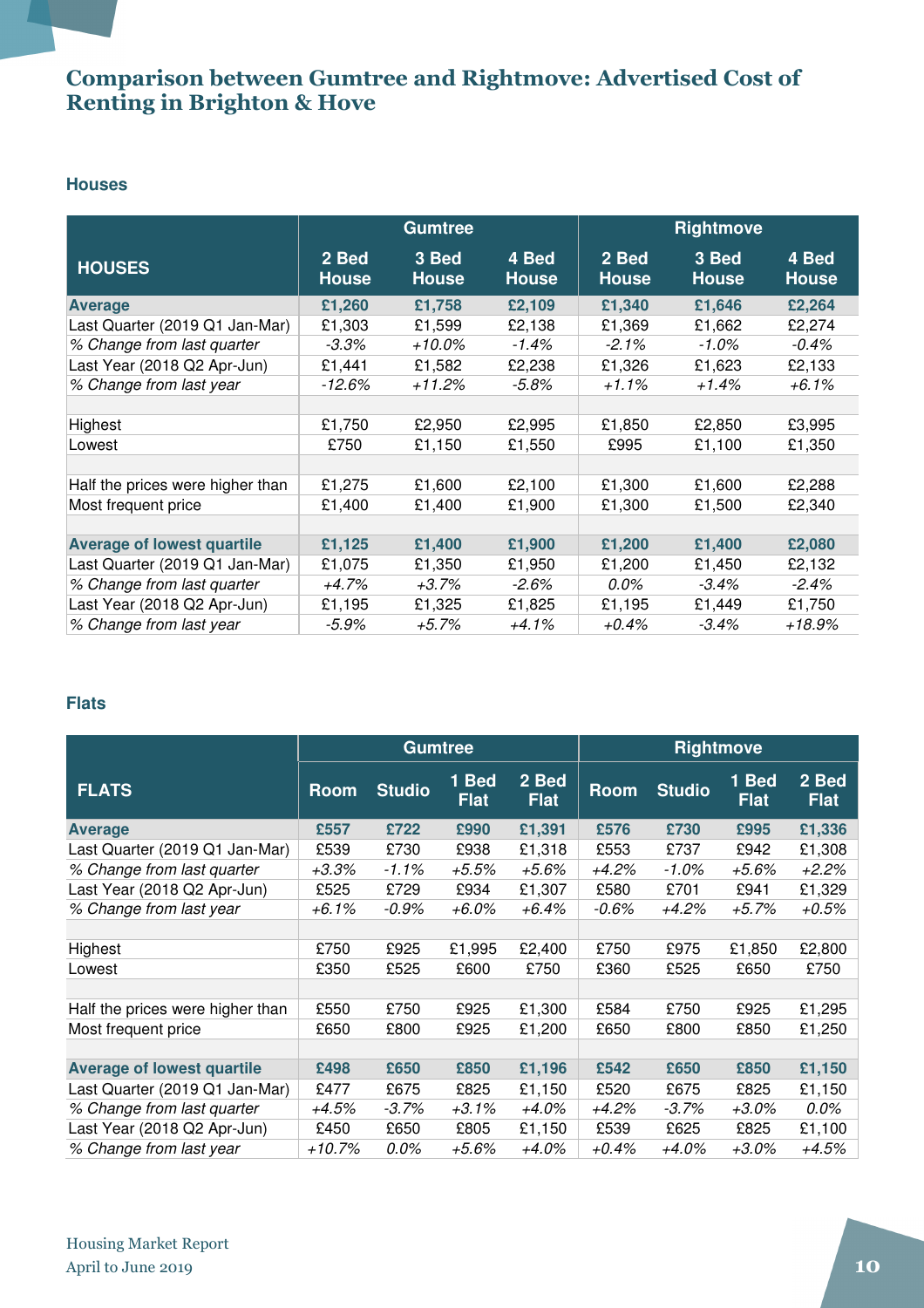# Comparison between Gumtree and Rightmove: Advertised Cost of Renting in Brighton & Hove

## Houses

| HOUSES | Gumtree | | | Rightmove | | |
|---|---|---|---|---|---|---|
| | 2 Bed House | 3 Bed House | 4 Bed House | 2 Bed House | 3 Bed House | 4 Bed House |
| **Average** | **£1,260** | **£1,758** | **£2,109** | **£1,340** | **£1,646** | **£2,264** |
| Last Quarter (2019 Q1 Jan-Mar) | £1,303 | £1,599 | £2,138 | £1,369 | £1,662 | £2,274 |
| *% Change from last quarter* | *-3.3%* | *+10.0%* | *-1.4%* | *-2.1%* | *-1.0%* | *-0.4%* |
| Last Year (2018 Q2 Apr-Jun) | £1,441 | £1,582 | £2,238 | £1,326 | £1,623 | £2,133 |
| *% Change from last year* | *-12.6%* | *+11.2%* | *-5.8%* | *+1.1%* | *+1.4%* | *+6.1%* |
| | | | | | | |
| Highest | £1,750 | £2,950 | £2,995 | £1,850 | £2,850 | £3,995 |
| Lowest | £750 | £1,150 | £1,550 | £995 | £1,100 | £1,350 |
| | | | | | | |
| Half the prices were higher than | £1,275 | £1,600 | £2,100 | £1,300 | £1,600 | £2,288 |
| Most frequent price | £1,400 | £1,400 | £1,900 | £1,300 | £1,500 | £2,340 |
| | | | | | | |
| **Average of lowest quartile** | **£1,125** | **£1,400** | **£1,900** | **£1,200** | **£1,400** | **£2,080** |
| Last Quarter (2019 Q1 Jan-Mar) | £1,075 | £1,350 | £1,950 | £1,200 | £1,450 | £2,132 |
| *% Change from last quarter* | *+4.7%* | *+3.7%* | *-2.6%* | *0.0%* | *-3.4%* | *-2.4%* |
| Last Year (2018 Q2 Apr-Jun) | £1,195 | £1,325 | £1,825 | £1,195 | £1,449 | £1,750 |
| *% Change from last year* | *-5.9%* | *+5.7%* | *+4.1%* | *+0.4%* | *-3.4%* | *+18.9%* |

## Flats

| FLATS | Gumtree | | | | Rightmove | | | |
|---|---|---|---|---|---|---|---|---|
| | Room | Studio | 1 Bed Flat | 2 Bed Flat | Room | Studio | 1 Bed Flat | 2 Bed Flat |
| **Average** | **£557** | **£722** | **£990** | **£1,391** | **£576** | **£730** | **£995** | **£1,336** |
| Last Quarter (2019 Q1 Jan-Mar) | £539 | £730 | £938 | £1,318 | £553 | £737 | £942 | £1,308 |
| *% Change from last quarter* | *+3.3%* | *-1.1%* | *+5.5%* | *+5.6%* | *+4.2%* | *-1.0%* | *+5.6%* | *+2.2%* |
| Last Year (2018 Q2 Apr-Jun) | £525 | £729 | £934 | £1,307 | £580 | £701 | £941 | £1,329 |
| *% Change from last year* | *+6.1%* | *-0.9%* | *+6.0%* | *+6.4%* | *-0.6%* | *+4.2%* | *+5.7%* | *+0.5%* |
| | | | | | | | | |
| Highest | £750 | £925 | £1,995 | £2,400 | £750 | £975 | £1,850 | £2,800 |
| Lowest | £350 | £525 | £600 | £750 | £360 | £525 | £650 | £750 |
| | | | | | | | | |
| Half the prices were higher than | £550 | £750 | £925 | £1,300 | £584 | £750 | £925 | £1,295 |
| Most frequent price | £650 | £800 | £925 | £1,200 | £650 | £800 | £850 | £1,250 |
| | | | | | | | | |
| **Average of lowest quartile** | **£498** | **£650** | **£850** | **£1,196** | **£542** | **£650** | **£850** | **£1,150** |
| Last Quarter (2019 Q1 Jan-Mar) | £477 | £675 | £825 | £1,150 | £520 | £675 | £825 | £1,150 |
| *% Change from last quarter* | *+4.5%* | *-3.7%* | *+3.1%* | *+4.0%* | *+4.2%* | *-3.7%* | *+3.0%* | *0.0%* |
| Last Year (2018 Q2 Apr-Jun) | £450 | £650 | £805 | £1,150 | £539 | £625 | £825 | £1,100 |
| *% Change from last year* | *+10.7%* | *0.0%* | *+5.6%* | *+4.0%* | *+0.4%* | *+4.0%* | *+3.0%* | *+4.5%* |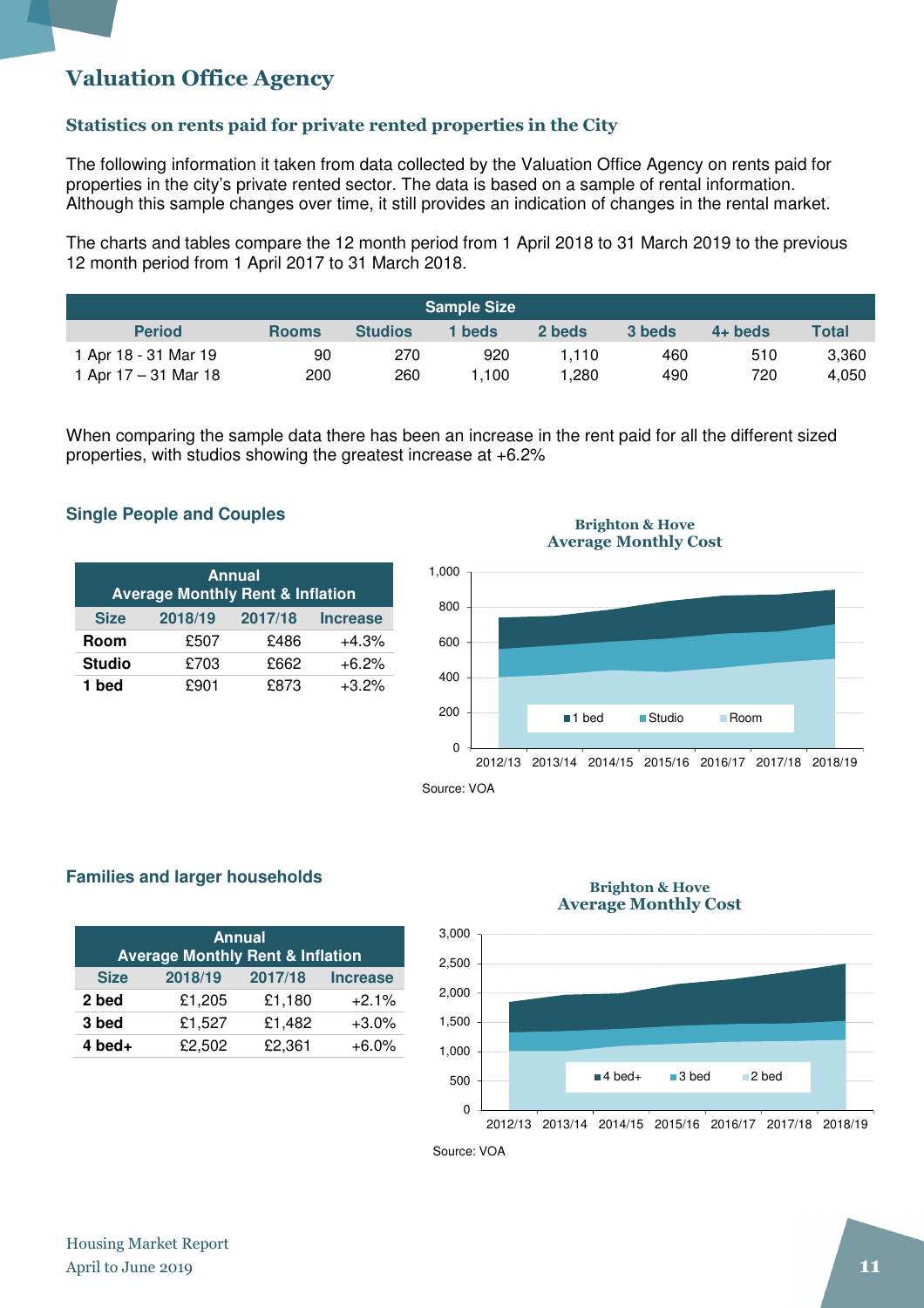# Valuation Office Agency

## Statistics on rents paid for private rented properties in the City

The following information it taken from data collected by the Valuation Office Agency on rents paid for properties in the city's private rented sector. The data is based on a sample of rental information. Although this sample changes over time, it still provides an indication of changes in the rental market.

The charts and tables compare the 12 month period from 1 April 2018 to 31 March 2019 to the previous 12 month period from 1 April 2017 to 31 March 2018.

| Sample Size | | | | | | | |
|---|---|---|---|---|---|---|---|
| **Period** | **Rooms** | **Studios** | **1 beds** | **2 beds** | **3 beds** | **4+ beds** | **Total** |
| 1 Apr 18 - 31 Mar 19 | 90 | 270 | 920 | 1,110 | 460 | 510 | 3,360 |
| 1 Apr 17 – 31 Mar 18 | 200 | 260 | 1,100 | 1,280 | 490 | 720 | 4,050 |

When comparing the sample data there has been an increase in the rent paid for all the different sized properties, with studios showing the greatest increase at +6.2%

### Single People and Couples

| Annual Average Monthly Rent & Inflation | | | |
|---|---|---|---|
| **Size** | **2018/19** | **2017/18** | **Increase** |
| **Room** | £507 | £486 | +4.3% |
| **Studio** | £703 | £662 | +6.2% |
| **1 bed** | £901 | £873 | +3.2% |

**Brighton & Hove Average Monthly Cost**

Source: VOA

### Families and larger households

| Annual Average Monthly Rent & Inflation | | | |
|---|---|---|---|
| **Size** | **2018/19** | **2017/18** | **Increase** |
| **2 bed** | £1,205 | £1,180 | +2.1% |
| **3 bed** | £1,527 | £1,482 | +3.0% |
| **4 bed+** | £2,502 | £2,361 | +6.0% |

**Brighton & Hove Average Monthly Cost**

Source: VOA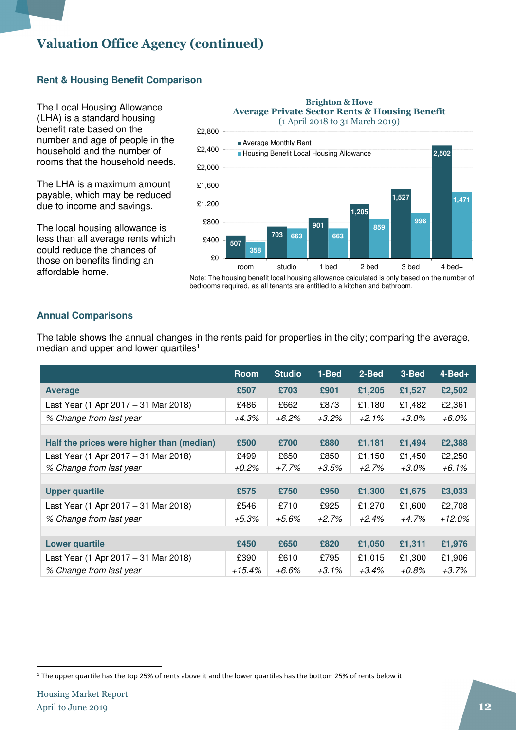# Valuation Office Agency (continued)

### Rent & Housing Benefit Comparison

The Local Housing Allowance (LHA) is a standard housing benefit rate based on the number and age of people in the household and the number of rooms that the household needs.

The LHA is a maximum amount payable, which may be reduced due to income and savings.

The local housing allowance is less than all average rents which could reduce the chances of those on benefits finding an affordable home.

**Brighton & Hove**
**Average Private Sector Rents & Housing Benefit**
(1 April 2018 to 31 March 2019)

£2,800
£2,400
£2,000
£1,600
£1,200
£800
£400
£0

Average Monthly Rent
Housing Benefit Local Housing Allowance

room: 507, 358
studio: 703, 663
1 bed: 901, 663
2 bed: 1,205, 859
3 bed: 1,527, 998
4 bed+: 2,502, 1,471

Note: The housing benefit local housing allowance calculated is only based on the number of bedrooms required, as all tenants are entitled to a kitchen and bathroom.

### Annual Comparisons

The table shows the annual changes in the rents paid for properties in the city; comparing the average, median and upper and lower quartiles[1]

| | Room | Studio | 1-Bed | 2-Bed | 3-Bed | 4-Bed+ |
|---|---|---|---|---|---|---|
| **Average** | **£507** | **£703** | **£901** | **£1,205** | **£1,527** | **£2,502** |
| Last Year (1 Apr 2017 – 31 Mar 2018) | £486 | £662 | £873 | £1,180 | £1,482 | £2,361 |
| *% Change from last year* | *+4.3%* | *+6.2%* | *+3.2%* | *+2.1%* | *+3.0%* | *+6.0%* |
| | | | | | | |
| **Half the prices were higher than (median)** | **£500** | **£700** | **£880** | **£1,181** | **£1,494** | **£2,388** |
| Last Year (1 Apr 2017 – 31 Mar 2018) | £499 | £650 | £850 | £1,150 | £1,450 | £2,250 |
| *% Change from last year* | *+0.2%* | *+7.7%* | *+3.5%* | *+2.7%* | *+3.0%* | *+6.1%* |
| | | | | | | |
| **Upper quartile** | **£575** | **£750** | **£950** | **£1,300** | **£1,675** | **£3,033** |
| Last Year (1 Apr 2017 – 31 Mar 2018) | £546 | £710 | £925 | £1,270 | £1,600 | £2,708 |
| *% Change from last year* | *+5.3%* | *+5.6%* | *+2.7%* | *+2.4%* | *+4.7%* | *+12.0%* |
| | | | | | | |
| **Lower quartile** | **£450** | **£650** | **£820** | **£1,050** | **£1,311** | **£1,976** |
| Last Year (1 Apr 2017 – 31 Mar 2018) | £390 | £610 | £795 | £1,015 | £1,300 | £1,906 |
| *% Change from last year* | *+15.4%* | *+6.6%* | *+3.1%* | *+3.4%* | *+0.8%* | *+3.7%* |

[1] The upper quartile has the top 25% of rents above it and the lower quartiles has the bottom 25% of rents below it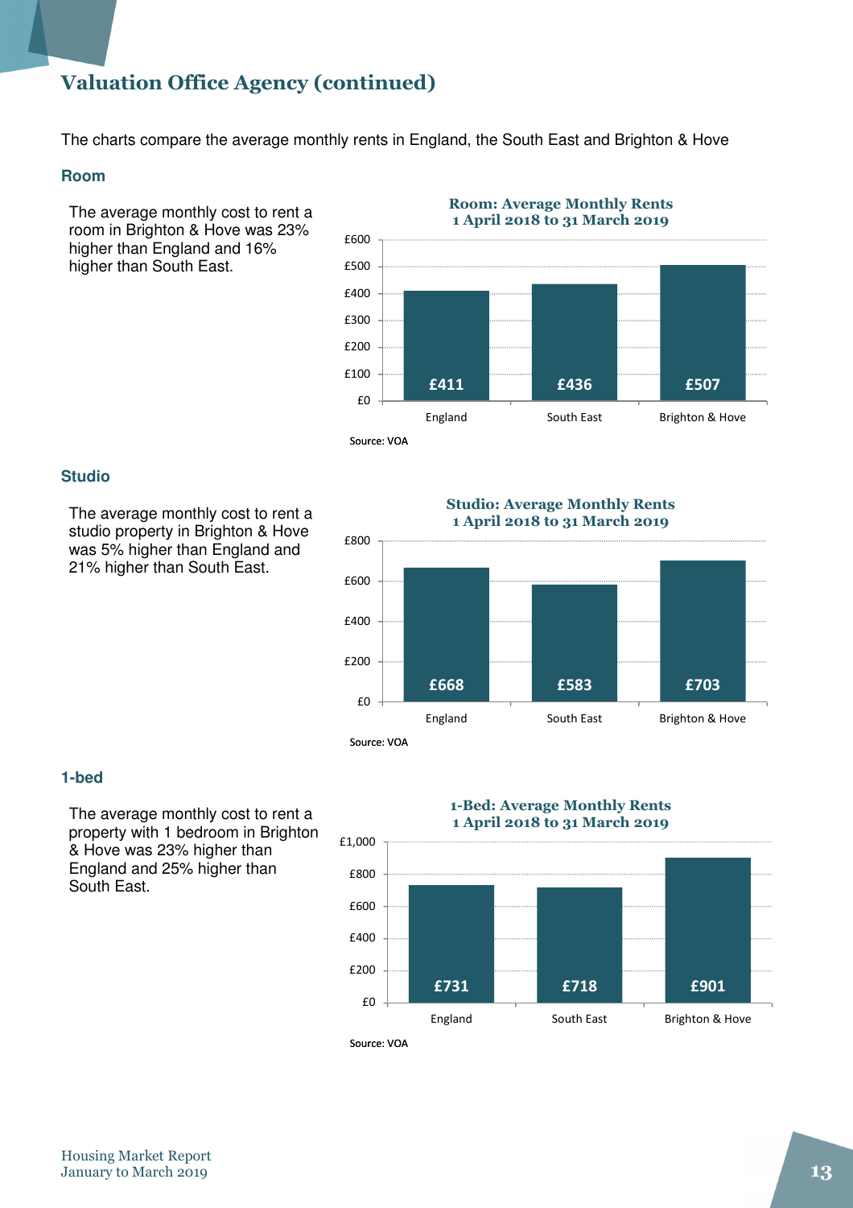## Valuation Office Agency (continued)

The charts compare the average monthly rents in England, the South East and Brighton & Hove

### Room

The average monthly cost to rent a room in Brighton & Hove was 23% higher than England and 16% higher than South East.

**Room: Average Monthly Rents**
**1 April 2018 to 31 March 2019**

£600
£500
£400
£300
£200
£100
£0

£411 England
£436 South East
£507 Brighton & Hove

Source: VOA

### Studio

The average monthly cost to rent a studio property in Brighton & Hove was 5% higher than England and 21% higher than South East.

**Studio: Average Monthly Rents**
**1 April 2018 to 31 March 2019**

£800
£600
£400
£200
£0

£668 England
£583 South East
£703 Brighton & Hove

Source: VOA

### 1-bed

The average monthly cost to rent a property with 1 bedroom in Brighton & Hove was 23% higher than England and 25% higher than South East.

**1-Bed: Average Monthly Rents**
**1 April 2018 to 31 March 2019**

£1,000
£800
£600
£400
£200
£0

£731 England
£718 South East
£901 Brighton & Hove

Source: VOA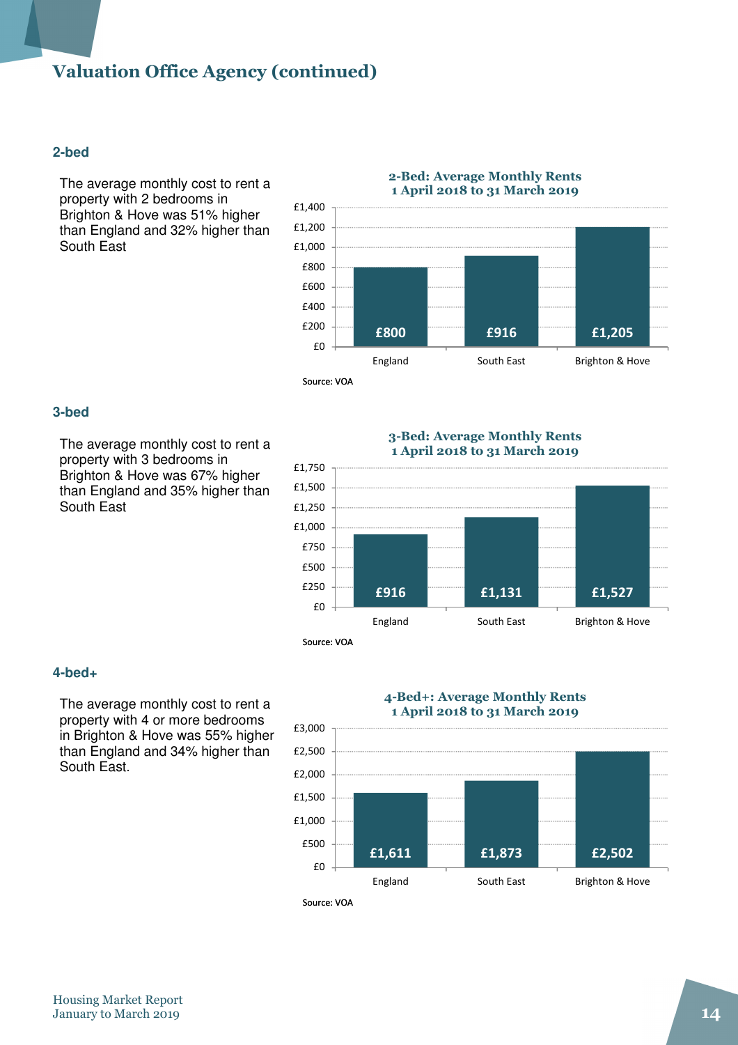# Valuation Office Agency (continued)

### 2-bed

The average monthly cost to rent a property with 2 bedrooms in Brighton & Hove was 51% higher than England and 32% higher than South East

**2-Bed: Average Monthly Rents**
**1 April 2018 to 31 March 2019**

| | England | South East | Brighton & Hove |
|---|---|---|---|
| Average Monthly Rent | £800 | £916 | £1,205 |

Source: VOA

### 3-bed

The average monthly cost to rent a property with 3 bedrooms in Brighton & Hove was 67% higher than England and 35% higher than South East

**3-Bed: Average Monthly Rents**
**1 April 2018 to 31 March 2019**

| | England | South East | Brighton & Hove |
|---|---|---|---|
| Average Monthly Rent | £916 | £1,131 | £1,527 |

Source: VOA

### 4-bed+

The average monthly cost to rent a property with 4 or more bedrooms in Brighton & Hove was 55% higher than England and 34% higher than South East.

**4-Bed+: Average Monthly Rents**
**1 April 2018 to 31 March 2019**

| | England | South East | Brighton & Hove |
|---|---|---|---|
| Average Monthly Rent | £1,611 | £1,873 | £2,502 |

Source: VOA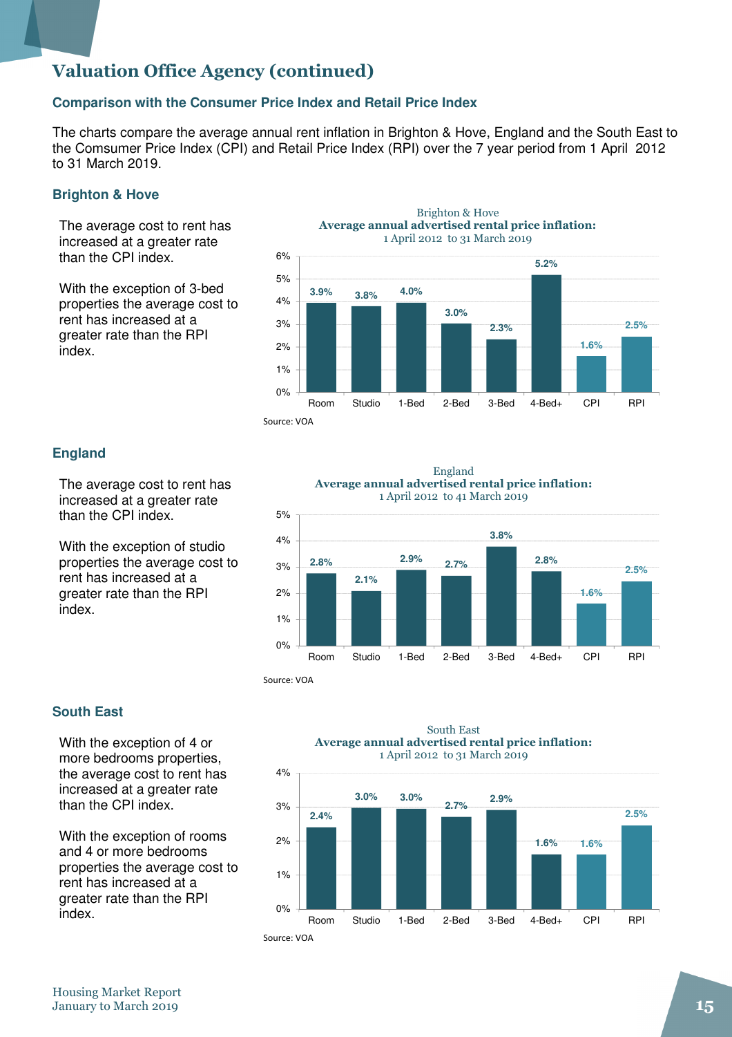# Valuation Office Agency (continued)

### Comparison with the Consumer Price Index and Retail Price Index

The charts compare the average annual rent inflation in Brighton & Hove, England and the South East to the Comsumer Price Index (CPI) and Retail Price Index (RPI) over the 7 year period from 1 April 2012 to 31 March 2019.

### Brighton & Hove

The average cost to rent has increased at a greater rate than the CPI index.

With the exception of 3-bed properties the average cost to rent has increased at a greater rate than the RPI index.

Brighton & Hove
**Average annual advertised rental price inflation:**
1 April 2012 to 31 March 2019

6%
5%
4%
3%
2%
1%
0%

3.9% 3.8% 4.0% 3.0% 2.3% 5.2% 1.6% 2.5%

Room Studio 1-Bed 2-Bed 3-Bed 4-Bed+ CPI RPI

Source: VOA

### England

The average cost to rent has increased at a greater rate than the CPI index.

With the exception of studio properties the average cost to rent has increased at a greater rate than the RPI index.

England
**Average annual advertised rental price inflation:**
1 April 2012 to 41 March 2019

5%
4%
3%
2%
1%
0%

2.8% 2.1% 2.9% 2.7% 3.8% 2.8% 1.6% 2.5%

Room Studio 1-Bed 2-Bed 3-Bed 4-Bed+ CPI RPI

Source: VOA

### South East

With the exception of 4 or more bedrooms properties, the average cost to rent has increased at a greater rate than the CPI index.

With the exception of rooms and 4 or more bedrooms properties the average cost to rent has increased at a greater rate than the RPI index.

South East
**Average annual advertised rental price inflation:**
1 April 2012 to 31 March 2019

4%
3%
2%
1%
0%

2.4% 3.0% 3.0% 2.7% 2.9% 1.6% 1.6% 2.5%

Room Studio 1-Bed 2-Bed 3-Bed 4-Bed+ CPI RPI

Source: VOA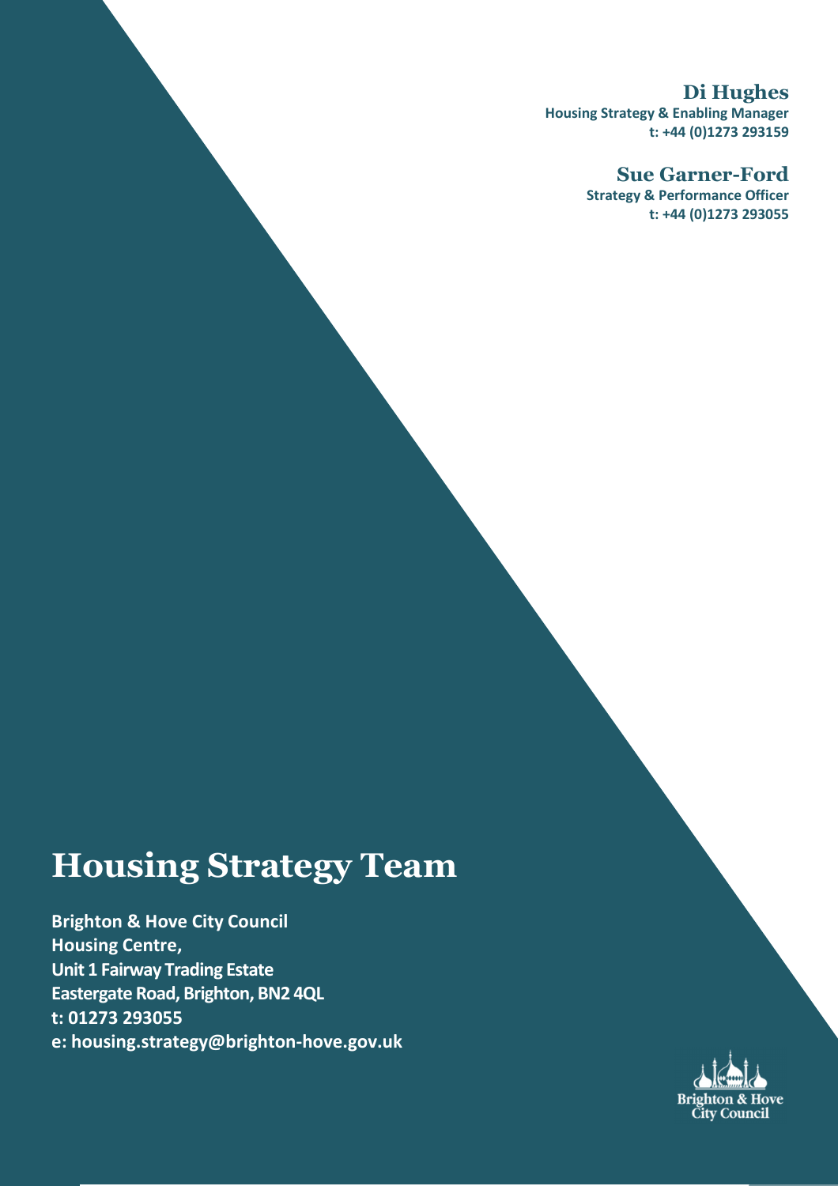**Di Hughes**
**Housing Strategy & Enabling Manager**
**t: +44 (0)1273 293159**

**Sue Garner-Ford**
**Strategy & Performance Officer**
**t: +44 (0)1273 293055**

# Housing Strategy Team

**Brighton & Hove City Council**
**Housing Centre,**
**Unit 1 Fairway Trading Estate**
**Eastergate Road, Brighton, BN2 4QL**
**t: 01273 293055**
**e: housing.strategy@brighton-hove.gov.uk**

Brighton & Hove City Council